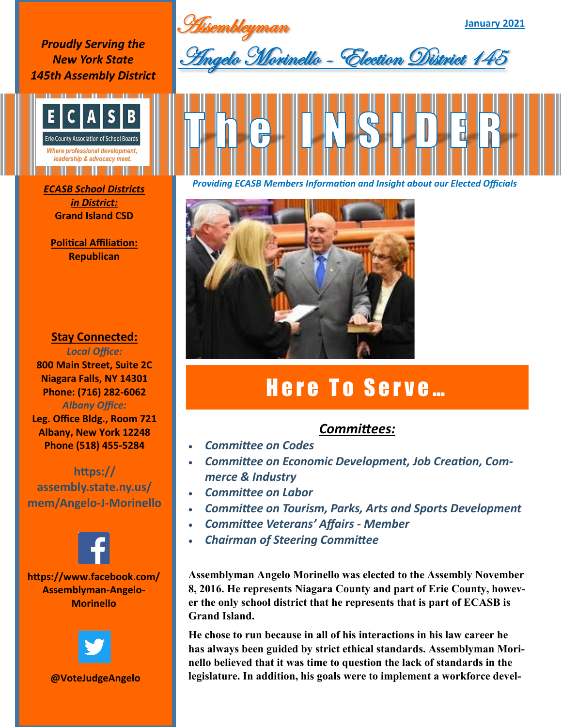# Assemblyman

## Angelo Morinello - Election District 145

January 2021

*Proudly Serving the New York State 145th Assembly District*

ECASB
Erie County Association of School Boards
*Where professional development, leadership & advocacy meet.*

# The INSIDER

*Providing ECASB Members Information and Insight about our Elected Officials*

**ECASB School Districts in District:**
**Grand Island CSD**

**Political Affiliation:**
**Republican**

**Stay Connected:**

*Local Office:*
**800 Main Street, Suite 2C**
**Niagara Falls, NY 14301**
**Phone: (716) 282-6062**

*Albany Office:*
**Leg. Office Bldg., Room 721**
**Albany, New York 12248**
**Phone (518) 455-5284**

**https://assembly.state.ny.us/mem/Angelo-J-Morinello**

**https://www.facebook.com/Assemblyman-Angelo-Morinello**

**@VoteJudgeAngelo**

## Here To Serve…

### Committees:

- *Committee on Codes*
- *Committee on Economic Development, Job Creation, Commerce & Industry*
- *Committee on Labor*
- *Committee on Tourism, Parks, Arts and Sports Development*
- *Committee Veterans' Affairs - Member*
- *Chairman of Steering Committee*

**Assemblyman Angelo Morinello was elected to the Assembly November 8, 2016. He represents Niagara County and part of Erie County, however the only school district that he represents that is part of ECASB is Grand Island.**

**He chose to run because in all of his interactions in his law career he has always been guided by strict ethical standards. Assemblyman Morinello believed that it was time to question the lack of standards in the legislature. In addition, his goals were to implement a workforce devel-**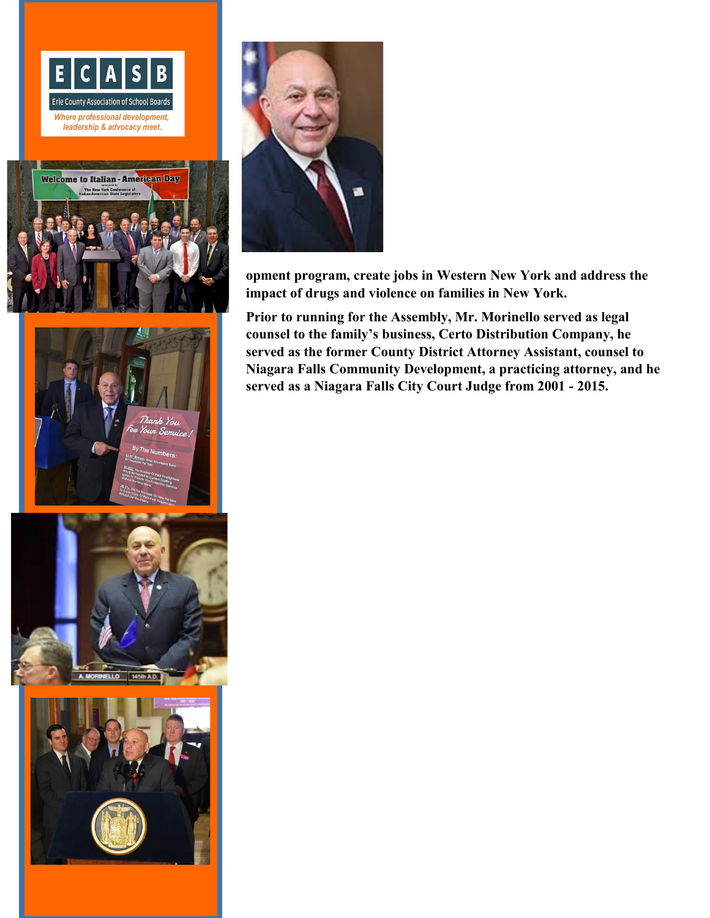**opment program, create jobs in Western New York and address the impact of drugs and violence on families in New York.**

**Prior to running for the Assembly, Mr. Morinello served as legal counsel to the family's business, Certo Distribution Company, he served as the former County District Attorney Assistant, counsel to Niagara Falls Community Development, a practicing attorney, and he served as a Niagara Falls City Court Judge from 2001 - 2015.**